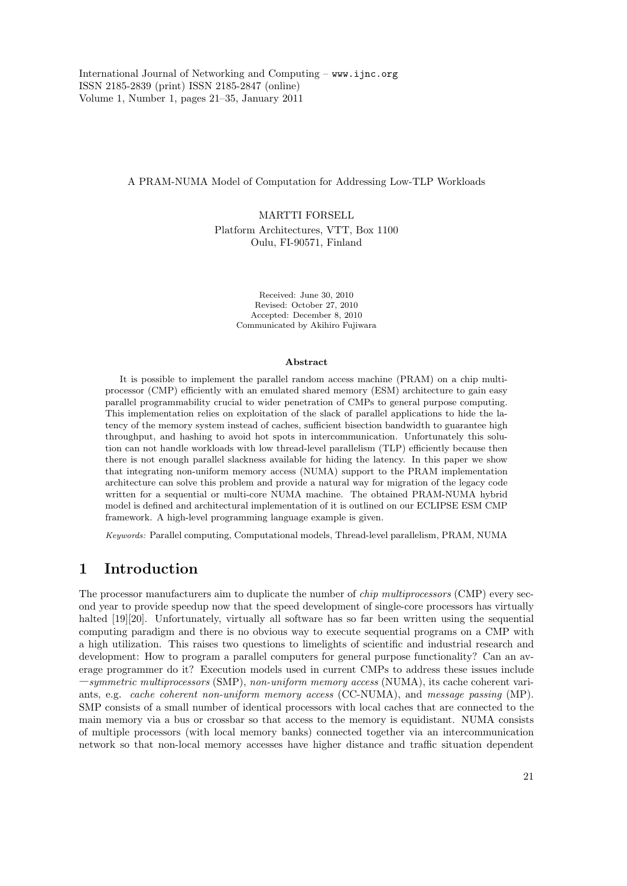International Journal of Networking and Computing – www.ijnc.org
ISSN 2185-2839 (print) ISSN 2185-2847 (online)
Volume 1, Number 1, pages 21–35, January 2011

# A PRAM-NUMA Model of Computation for Addressing Low-TLP Workloads

MARTTI FORSELL
Platform Architectures, VTT, Box 1100
Oulu, FI-90571, Finland

Received: June 30, 2010
Revised: October 27, 2010
Accepted: December 8, 2010
Communicated by Akihiro Fujiwara

### Abstract

It is possible to implement the parallel random access machine (PRAM) on a chip multiprocessor (CMP) efficiently with an emulated shared memory (ESM) architecture to gain easy parallel programmability crucial to wider penetration of CMPs to general purpose computing. This implementation relies on exploitation of the slack of parallel applications to hide the latency of the memory system instead of caches, sufficient bisection bandwidth to guarantee high throughput, and hashing to avoid hot spots in intercommunication. Unfortunately this solution can not handle workloads with low thread-level parallelism (TLP) efficiently because then there is not enough parallel slackness available for hiding the latency. In this paper we show that integrating non-uniform memory access (NUMA) support to the PRAM implementation architecture can solve this problem and provide a natural way for migration of the legacy code written for a sequential or multi-core NUMA machine. The obtained PRAM-NUMA hybrid model is defined and architectural implementation of it is outlined on our ECLIPSE ESM CMP framework. A high-level programming language example is given.

*Keywords:* Parallel computing, Computational models, Thread-level parallelism, PRAM, NUMA

## 1 Introduction

The processor manufacturers aim to duplicate the number of *chip multiprocessors* (CMP) every second year to provide speedup now that the speed development of single-core processors has virtually halted [19][20]. Unfortunately, virtually all software has so far been written using the sequential computing paradigm and there is no obvious way to execute sequential programs on a CMP with a high utilization. This raises two questions to limelights of scientific and industrial research and development: How to program a parallel computers for general purpose functionality? Can an average programmer do it? Execution models used in current CMPs to address these issues include —*symmetric multiprocessors* (SMP), *non-uniform memory access* (NUMA), its cache coherent variants, e.g. *cache coherent non-uniform memory access* (CC-NUMA), and *message passing* (MP). SMP consists of a small number of identical processors with local caches that are connected to the main memory via a bus or crossbar so that access to the memory is equidistant. NUMA consists of multiple processors (with local memory banks) connected together via an intercommunication network so that non-local memory accesses have higher distance and traffic situation dependent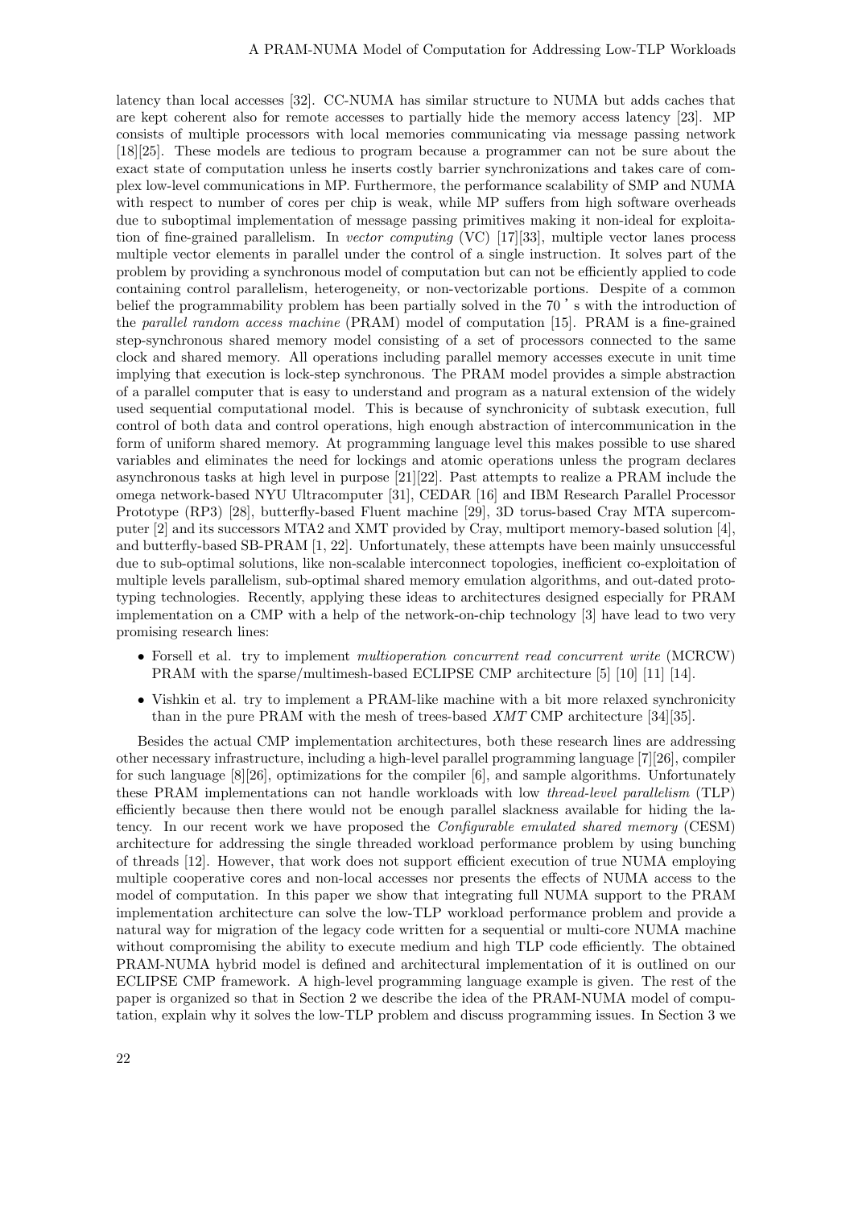latency than local accesses [32]. CC-NUMA has similar structure to NUMA but adds caches that are kept coherent also for remote accesses to partially hide the memory access latency [23]. MP consists of multiple processors with local memories communicating via message passing network [18][25]. These models are tedious to program because a programmer can not be sure about the exact state of computation unless he inserts costly barrier synchronizations and takes care of complex low-level communications in MP. Furthermore, the performance scalability of SMP and NUMA with respect to number of cores per chip is weak, while MP suffers from high software overheads due to suboptimal implementation of message passing primitives making it non-ideal for exploitation of fine-grained parallelism. In *vector computing* (VC) [17][33], multiple vector lanes process multiple vector elements in parallel under the control of a single instruction. It solves part of the problem by providing a synchronous model of computation but can not be efficiently applied to code containing control parallelism, heterogeneity, or non-vectorizable portions. Despite of a common belief the programmability problem has been partially solved in the 70's with the introduction of the *parallel random access machine* (PRAM) model of computation [15]. PRAM is a fine-grained step-synchronous shared memory model consisting of a set of processors connected to the same clock and shared memory. All operations including parallel memory accesses execute in unit time implying that execution is lock-step synchronous. The PRAM model provides a simple abstraction of a parallel computer that is easy to understand and program as a natural extension of the widely used sequential computational model. This is because of synchronicity of subtask execution, full control of both data and control operations, high enough abstraction of intercommunication in the form of uniform shared memory. At programming language level this makes possible to use shared variables and eliminates the need for lockings and atomic operations unless the program declares asynchronous tasks at high level in purpose [21][22]. Past attempts to realize a PRAM include the omega network-based NYU Ultracomputer [31], CEDAR [16] and IBM Research Parallel Processor Prototype (RP3) [28], butterfly-based Fluent machine [29], 3D torus-based Cray MTA supercomputer [2] and its successors MTA2 and XMT provided by Cray, multiport memory-based solution [4], and butterfly-based SB-PRAM [1, 22]. Unfortunately, these attempts have been mainly unsuccessful due to sub-optimal solutions, like non-scalable interconnect topologies, inefficient co-exploitation of multiple levels parallelism, sub-optimal shared memory emulation algorithms, and out-dated prototyping technologies. Recently, applying these ideas to architectures designed especially for PRAM implementation on a CMP with a help of the network-on-chip technology [3] have lead to two very promising research lines:

- Forsell et al. try to implement *multioperation concurrent read concurrent write* (MCRCW) PRAM with the sparse/multimesh-based ECLIPSE CMP architecture [5] [10] [11] [14].
- Vishkin et al. try to implement a PRAM-like machine with a bit more relaxed synchronicity than in the pure PRAM with the mesh of trees-based *XMT* CMP architecture [34][35].

Besides the actual CMP implementation architectures, both these research lines are addressing other necessary infrastructure, including a high-level parallel programming language [7][26], compiler for such language [8][26], optimizations for the compiler [6], and sample algorithms. Unfortunately these PRAM implementations can not handle workloads with low *thread-level parallelism* (TLP) efficiently because then there would not be enough parallel slackness available for hiding the latency. In our recent work we have proposed the *Configurable emulated shared memory* (CESM) architecture for addressing the single threaded workload performance problem by using bunching of threads [12]. However, that work does not support efficient execution of true NUMA employing multiple cooperative cores and non-local accesses nor presents the effects of NUMA access to the model of computation. In this paper we show that integrating full NUMA support to the PRAM implementation architecture can solve the low-TLP workload performance problem and provide a natural way for migration of the legacy code written for a sequential or multi-core NUMA machine without compromising the ability to execute medium and high TLP code efficiently. The obtained PRAM-NUMA hybrid model is defined and architectural implementation of it is outlined on our ECLIPSE CMP framework. A high-level programming language example is given. The rest of the paper is organized so that in Section 2 we describe the idea of the PRAM-NUMA model of computation, explain why it solves the low-TLP problem and discuss programming issues. In Section 3 we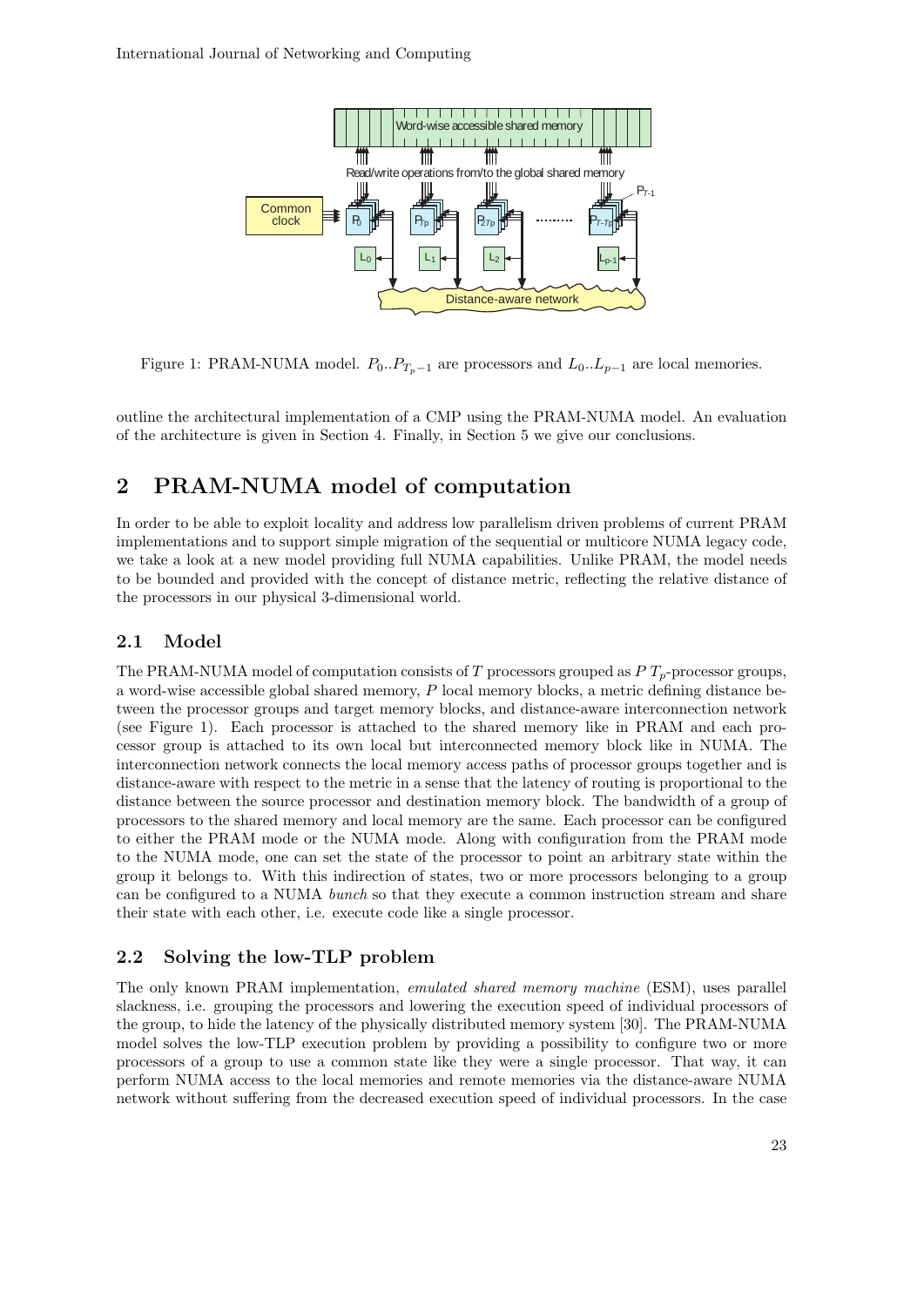Word-wise accessible shared memory

Read/write operations from/to the global shared memory

Common clock

$P_0$ $P_{T_p}$ $P_{2T_p}$ $P_{T-T_p}$ $P_{T-1}$

$L_0$ $L_1$ $L_2$ $L_{p-1}$

Distance-aware network

Figure 1: PRAM-NUMA model. $P_0..P_{T_p-1}$ are processors and $L_0..L_{p-1}$ are local memories.

outline the architectural implementation of a CMP using the PRAM-NUMA model. An evaluation of the architecture is given in Section 4. Finally, in Section 5 we give our conclusions.

# 2 PRAM-NUMA model of computation

In order to be able to exploit locality and address low parallelism driven problems of current PRAM implementations and to support simple migration of the sequential or multicore NUMA legacy code, we take a look at a new model providing full NUMA capabilities. Unlike PRAM, the model needs to be bounded and provided with the concept of distance metric, reflecting the relative distance of the processors in our physical 3-dimensional world.

## 2.1 Model

The PRAM-NUMA model of computation consists of $T$ processors grouped as $P$ $T_p$-processor groups, a word-wise accessible global shared memory, $P$ local memory blocks, a metric defining distance between the processor groups and target memory blocks, and distance-aware interconnection network (see Figure 1). Each processor is attached to the shared memory like in PRAM and each processor group is attached to its own local but interconnected memory block like in NUMA. The interconnection network connects the local memory access paths of processor groups together and is distance-aware with respect to the metric in a sense that the latency of routing is proportional to the distance between the source processor and destination memory block. The bandwidth of a group of processors to the shared memory and local memory are the same. Each processor can be configured to either the PRAM mode or the NUMA mode. Along with configuration from the PRAM mode to the NUMA mode, one can set the state of the processor to point an arbitrary state within the group it belongs to. With this indirection of states, two or more processors belonging to a group can be configured to a NUMA *bunch* so that they execute a common instruction stream and share their state with each other, i.e. execute code like a single processor.

## 2.2 Solving the low-TLP problem

The only known PRAM implementation, *emulated shared memory machine* (ESM), uses parallel slackness, i.e. grouping the processors and lowering the execution speed of individual processors of the group, to hide the latency of the physically distributed memory system [30]. The PRAM-NUMA model solves the low-TLP execution problem by providing a possibility to configure two or more processors of a group to use a common state like they were a single processor. That way, it can perform NUMA access to the local memories and remote memories via the distance-aware NUMA network without suffering from the decreased execution speed of individual processors. In the case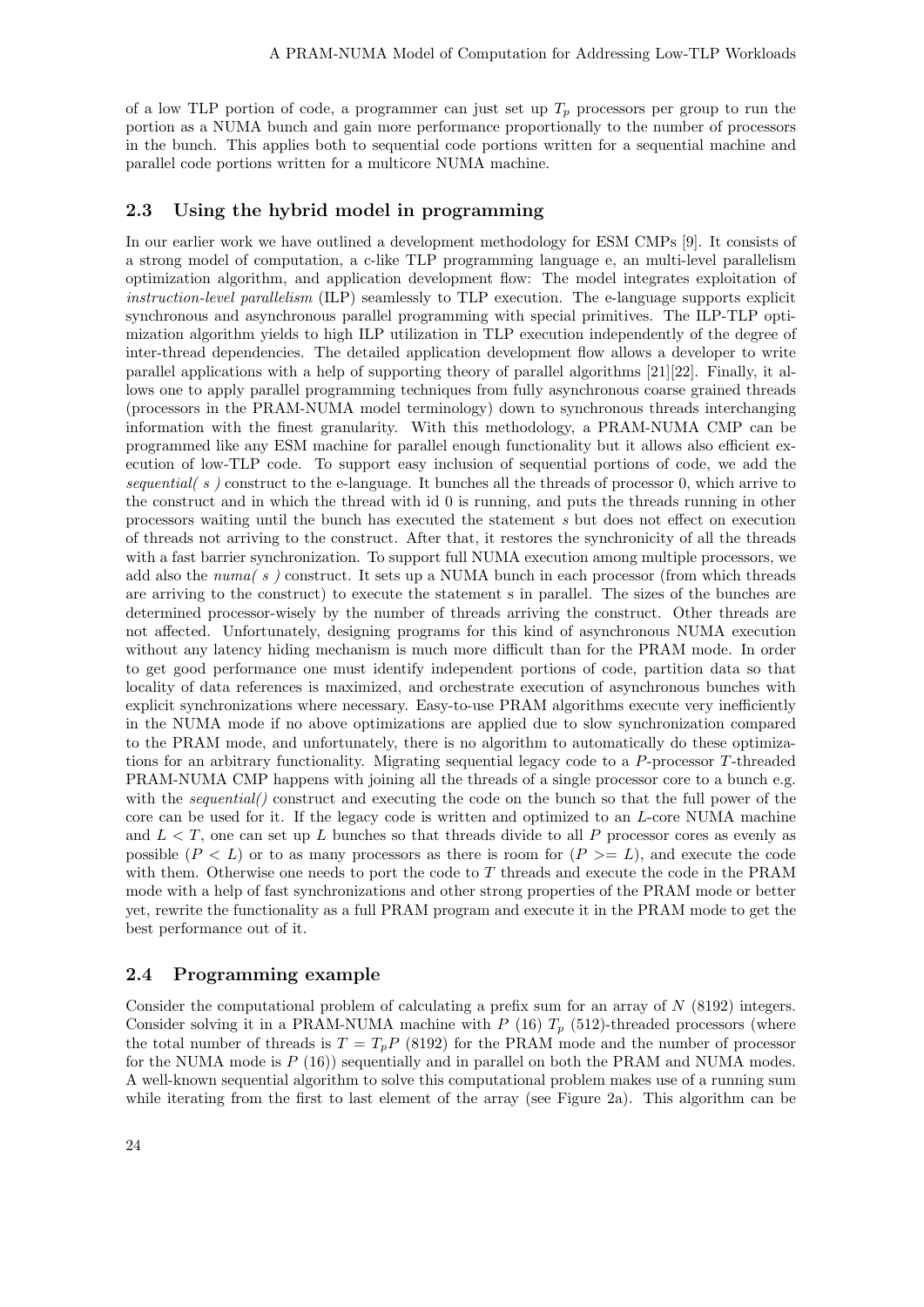of a low TLP portion of code, a programmer can just set up $T_p$ processors per group to run the portion as a NUMA bunch and gain more performance proportionally to the number of processors in the bunch. This applies both to sequential code portions written for a sequential machine and parallel code portions written for a multicore NUMA machine.

## 2.3 Using the hybrid model in programming

In our earlier work we have outlined a development methodology for ESM CMPs [9]. It consists of a strong model of computation, a c-like TLP programming language e, an multi-level parallelism optimization algorithm, and application development flow: The model integrates exploitation of *instruction-level parallelism* (ILP) seamlessly to TLP execution. The e-language supports explicit synchronous and asynchronous parallel programming with special primitives. The ILP-TLP optimization algorithm yields to high ILP utilization in TLP execution independently of the degree of inter-thread dependencies. The detailed application development flow allows a developer to write parallel applications with a help of supporting theory of parallel algorithms [21][22]. Finally, it allows one to apply parallel programming techniques from fully asynchronous coarse grained threads (processors in the PRAM-NUMA model terminology) down to synchronous threads interchanging information with the finest granularity. With this methodology, a PRAM-NUMA CMP can be programmed like any ESM machine for parallel enough functionality but it allows also efficient execution of low-TLP code. To support easy inclusion of sequential portions of code, we add the *sequential( s )* construct to the e-language. It bunches all the threads of processor 0, which arrive to the construct and in which the thread with id 0 is running, and puts the threads running in other processors waiting until the bunch has executed the statement *s* but does not effect on execution of threads not arriving to the construct. After that, it restores the synchronicity of all the threads with a fast barrier synchronization. To support full NUMA execution among multiple processors, we add also the *numa( s )* construct. It sets up a NUMA bunch in each processor (from which threads are arriving to the construct) to execute the statement s in parallel. The sizes of the bunches are determined processor-wisely by the number of threads arriving the construct. Other threads are not affected. Unfortunately, designing programs for this kind of asynchronous NUMA execution without any latency hiding mechanism is much more difficult than for the PRAM mode. In order to get good performance one must identify independent portions of code, partition data so that locality of data references is maximized, and orchestrate execution of asynchronous bunches with explicit synchronizations where necessary. Easy-to-use PRAM algorithms execute very inefficiently in the NUMA mode if no above optimizations are applied due to slow synchronization compared to the PRAM mode, and unfortunately, there is no algorithm to automatically do these optimizations for an arbitrary functionality. Migrating sequential legacy code to a $P$-processor $T$-threaded PRAM-NUMA CMP happens with joining all the threads of a single processor core to a bunch e.g. with the *sequential()* construct and executing the code on the bunch so that the full power of the core can be used for it. If the legacy code is written and optimized to an $L$-core NUMA machine and $L < T$, one can set up $L$ bunches so that threads divide to all $P$ processor cores as evenly as possible ($P < L$) or to as many processors as there is room for ($P >= L$), and execute the code with them. Otherwise one needs to port the code to $T$ threads and execute the code in the PRAM mode with a help of fast synchronizations and other strong properties of the PRAM mode or better yet, rewrite the functionality as a full PRAM program and execute it in the PRAM mode to get the best performance out of it.

## 2.4 Programming example

Consider the computational problem of calculating a prefix sum for an array of $N$ (8192) integers. Consider solving it in a PRAM-NUMA machine with $P$ (16) $T_p$ (512)-threaded processors (where the total number of threads is $T = T_p P$ (8192) for the PRAM mode and the number of processor for the NUMA mode is $P$ (16)) sequentially and in parallel on both the PRAM and NUMA modes. A well-known sequential algorithm to solve this computational problem makes use of a running sum while iterating from the first to last element of the array (see Figure 2a). This algorithm can be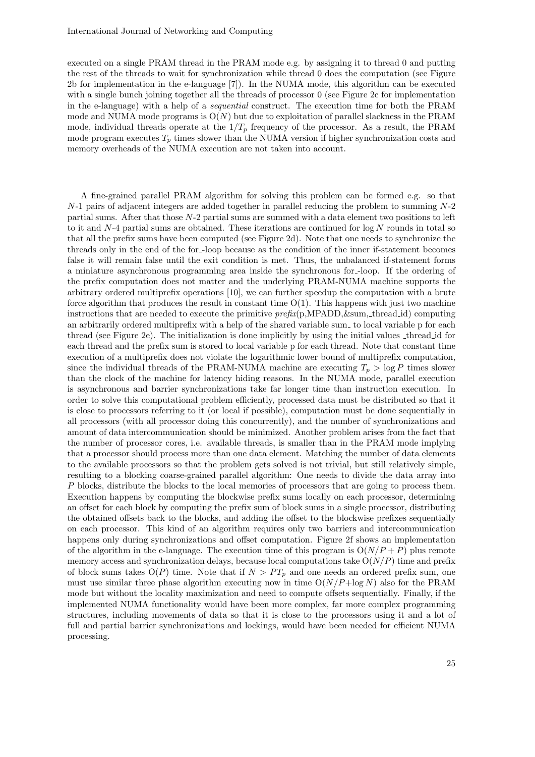executed on a single PRAM thread in the PRAM mode e.g. by assigning it to thread 0 and putting the rest of the threads to wait for synchronization while thread 0 does the computation (see Figure 2b for implementation in the e-language [7]). In the NUMA mode, this algorithm can be executed with a single bunch joining together all the threads of processor 0 (see Figure 2c for implementation in the e-language) with a help of a *sequential* construct. The execution time for both the PRAM mode and NUMA mode programs is $O(N)$ but due to exploitation of parallel slackness in the PRAM mode, individual threads operate at the $1/T_p$ frequency of the processor. As a result, the PRAM mode program executes $T_p$ times slower than the NUMA version if higher synchronization costs and memory overheads of the NUMA execution are not taken into account.

A fine-grained parallel PRAM algorithm for solving this problem can be formed e.g. so that $N$-1 pairs of adjacent integers are added together in parallel reducing the problem to summing $N$-2 partial sums. After that those $N$-2 partial sums are summed with a data element two positions to left to it and $N$-4 partial sums are obtained. These iterations are continued for $\log N$ rounds in total so that all the prefix sums have been computed (see Figure 2d). Note that one needs to synchronize the threads only in the end of the for_-loop because as the condition of the inner if-statement becomes false it will remain false until the exit condition is met. Thus, the unbalanced if-statement forms a miniature asynchronous programming area inside the synchronous for_-loop. If the ordering of the prefix computation does not matter and the underlying PRAM-NUMA machine supports the arbitrary ordered multiprefix operations [10], we can further speedup the computation with a brute force algorithm that produces the result in constant time $O(1)$. This happens with just two machine instructions that are needed to execute the primitive *prefix*(p,MPADD,&sum_,_thread_id) computing an arbitrarily ordered multiprefix with a help of the shared variable sum_ to local variable p for each thread (see Figure 2e). The initialization is done implicitly by using the initial values _thread_id for each thread and the prefix sum is stored to local variable p for each thread. Note that constant time execution of a multiprefix does not violate the logarithmic lower bound of multiprefix computation, since the individual threads of the PRAM-NUMA machine are executing $T_p > \log P$ times slower than the clock of the machine for latency hiding reasons. In the NUMA mode, parallel execution is asynchronous and barrier synchronizations take far longer time than instruction execution. In order to solve this computational problem efficiently, processed data must be distributed so that it is close to processors referring to it (or local if possible), computation must be done sequentially in all processors (with all processor doing this concurrently), and the number of synchronizations and amount of data intercommunication should be minimized. Another problem arises from the fact that the number of processor cores, i.e. available threads, is smaller than in the PRAM mode implying that a processor should process more than one data element. Matching the number of data elements to the available processors so that the problem gets solved is not trivial, but still relatively simple, resulting to a blocking coarse-grained parallel algorithm: One needs to divide the data array into $P$ blocks, distribute the blocks to the local memories of processors that are going to process them. Execution happens by computing the blockwise prefix sums locally on each processor, determining an offset for each block by computing the prefix sum of block sums in a single processor, distributing the obtained offsets back to the blocks, and adding the offset to the blockwise prefixes sequentially on each processor. This kind of an algorithm requires only two barriers and intercommunication happens only during synchronizations and offset computation. Figure 2f shows an implementation of the algorithm in the e-language. The execution time of this program is $O(N/P + P)$ plus remote memory access and synchronization delays, because local computations take $O(N/P)$ time and prefix of block sums takes $O(P)$ time. Note that if $N > PT_p$ and one needs an ordered prefix sum, one must use similar three phase algorithm executing now in time $O(N/P{+}\log N)$ also for the PRAM mode but without the locality maximization and need to compute offsets sequentially. Finally, if the implemented NUMA functionality would have been more complex, far more complex programming structures, including movements of data so that it is close to the processors using it and a lot of full and partial barrier synchronizations and lockings, would have been needed for efficient NUMA processing.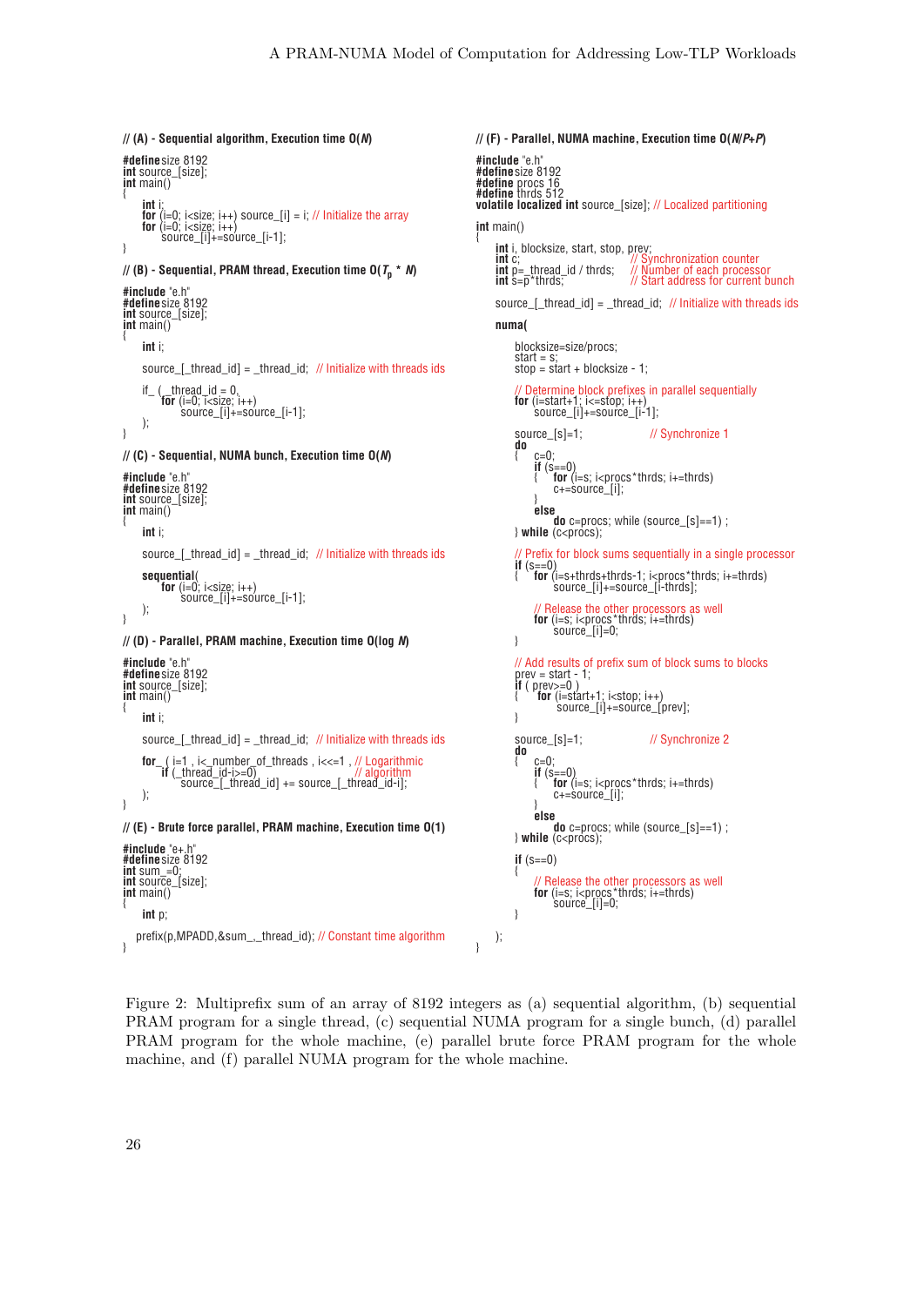```
// (A) - Sequential algorithm, Execution time O(N)

#define size 8192
int source_[size];
int main()
{
    int i;
    for (i=0; i<size; i++) source_[i] = i; // Initialize the array
    for (i=0; i<size; i++)
        source_[i]+=source_[i-1];
}
```

```
// (B) - Sequential, PRAM thread, Execution time O(T_p * N)

#include "e.h"
#define size 8192
int source_[size];
int main()
{
    int i;

    source_[_thread_id] = _thread_id;  // Initialize with threads ids

    if_ (_thread_id = 0,
        for (i=0; i<size; i++)
            source_[i]+=source_[i-1];
    );
}
```

```
// (C) - Sequential, NUMA bunch, Execution time O(N)

#include "e.h"
#define size 8192
int source_[size];
int main()
{
    int i;

    source_[_thread_id] = _thread_id;  // Initialize with threads ids

    sequential(
        for (i=0; i<size; i++)
            source_[i]+=source_[i-1];
    );
}
```

```
// (D) - Parallel, PRAM machine, Execution time O(log N)

#include "e.h"
#define size 8192
int source_[size];
int main()
{
    int i;

    source_[_thread_id] = _thread_id;  // Initialize with threads ids

    for_ ( i=1 , i<_number_of_threads , i<<=1 , // Logarithmic
        if (_thread_id-i>=0)                   // algorithm
            source_[_thread_id] += source_[_thread_id-i];
    );
}
```

```
// (E) - Brute force parallel, PRAM machine, Execution time O(1)

#include "e+.h"
#define size 8192
int sum_=0;
int source_[size];
int main()
{
    int p;

    prefix(p,MPADD,&sum_,_thread_id); // Constant time algorithm
}
```

```
// (F) - Parallel, NUMA machine, Execution time O(N/P+P)

#include "e.h"
#define size 8192
#define procs 16
#define thrds 512
volatile localized int source_[size]; // Localized partitioning

int main()
{
    int i, blocksize, start, stop, prev;
    int c;                    // Synchronization counter
    int p=_thread_id / thrds; // Number of each processor
    int s=p*thrds;            // Start address for current bunch

    source_[_thread_id] = _thread_id;  // Initialize with threads ids

    numa(

        blocksize=size/procs;
        start = s;
        stop = start + blocksize - 1;

        // Determine block prefixes in parallel sequentially
        for (i=start+1; i<=stop; i++)
            source_[i]+=source_[i-1];

        source_[s]=1;             // Synchronize 1
        do
        {   c=0;
            if (s==0)
            {   for (i=s; i<procs*thrds; i+=thrds)
                    c+=source_[i];
            }
            else
                do c=procs; while (source_[s]==1) ;
        } while (c<procs);

        // Prefix for block sums sequentially in a single processor
        if (s==0)
        {   for (i=s+thrds+thrds-1; i<procs*thrds; i+=thrds)
                source_[i]+=source_[i-thrds];

            // Release the other processors as well
            for (i=s; i<procs*thrds; i+=thrds)
                source_[i]=0;
        }

        // Add results of prefix sum of block sums to blocks
        prev = start - 1;
        if ( prev>=0 )
        {   for (i=start+1; i<stop; i++)
                source_[i]+=source_[prev];
        }

        source_[s]=1;             // Synchronize 2
        do
        {   c=0;
            if (s==0)
            {   for (i=s; i<procs*thrds; i+=thrds)
                    c+=source_[i];
            }
            else
                do c=procs; while (source_[s]==1) ;
        } while (c<procs);

        if (s==0)
        {
            // Release the other processors as well
            for (i=s; i<procs*thrds; i+=thrds)
                source_[i]=0;
        }

    );
}
```

Figure 2: Multiprefix sum of an array of 8192 integers as (a) sequential algorithm, (b) sequential PRAM program for a single thread, (c) sequential NUMA program for a single bunch, (d) parallel PRAM program for the whole machine, (e) parallel brute force PRAM program for the whole machine, and (f) parallel NUMA program for the whole machine.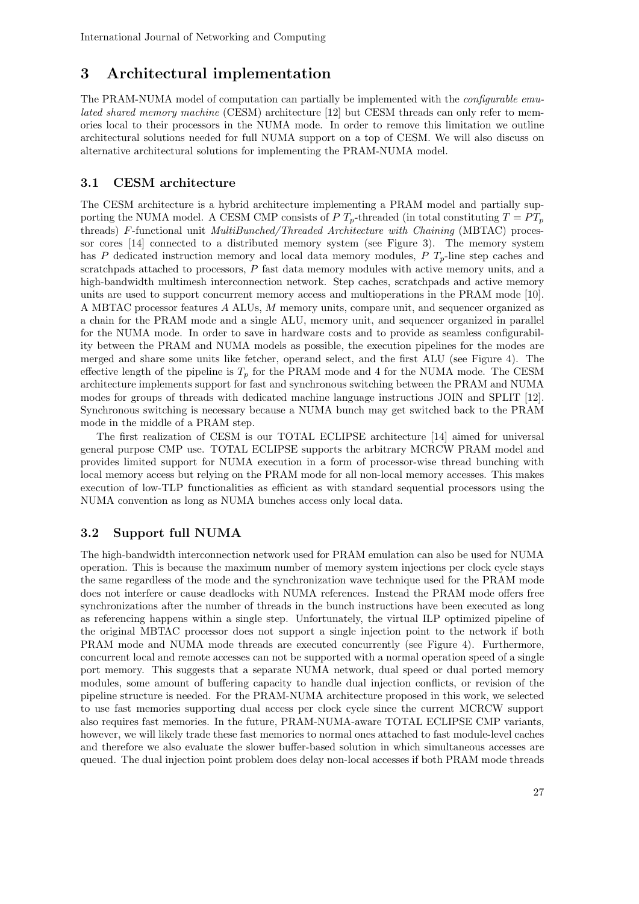## 3 Architectural implementation

The PRAM-NUMA model of computation can partially be implemented with the *configurable emulated shared memory machine* (CESM) architecture [12] but CESM threads can only refer to memories local to their processors in the NUMA mode. In order to remove this limitation we outline architectural solutions needed for full NUMA support on a top of CESM. We will also discuss on alternative architectural solutions for implementing the PRAM-NUMA model.

### 3.1 CESM architecture

The CESM architecture is a hybrid architecture implementing a PRAM model and partially supporting the NUMA model. A CESM CMP consists of $P$ $T_p$-threaded (in total constituting $T = PT_p$ threads) $F$-functional unit *MultiBunched/Threaded Architecture with Chaining* (MBTAC) processor cores [14] connected to a distributed memory system (see Figure 3). The memory system has $P$ dedicated instruction memory and local data memory modules, $P$ $T_p$-line step caches and scratchpads attached to processors, $P$ fast data memory modules with active memory units, and a high-bandwidth multimesh interconnection network. Step caches, scratchpads and active memory units are used to support concurrent memory access and multioperations in the PRAM mode [10]. A MBTAC processor features $A$ ALUs, $M$ memory units, compare unit, and sequencer organized as a chain for the PRAM mode and a single ALU, memory unit, and sequencer organized in parallel for the NUMA mode. In order to save in hardware costs and to provide as seamless configurability between the PRAM and NUMA models as possible, the execution pipelines for the modes are merged and share some units like fetcher, operand select, and the first ALU (see Figure 4). The effective length of the pipeline is $T_p$ for the PRAM mode and 4 for the NUMA mode. The CESM architecture implements support for fast and synchronous switching between the PRAM and NUMA modes for groups of threads with dedicated machine language instructions JOIN and SPLIT [12]. Synchronous switching is necessary because a NUMA bunch may get switched back to the PRAM mode in the middle of a PRAM step.

The first realization of CESM is our TOTAL ECLIPSE architecture [14] aimed for universal general purpose CMP use. TOTAL ECLIPSE supports the arbitrary MCRCW PRAM model and provides limited support for NUMA execution in a form of processor-wise thread bunching with local memory access but relying on the PRAM mode for all non-local memory accesses. This makes execution of low-TLP functionalities as efficient as with standard sequential processors using the NUMA convention as long as NUMA bunches access only local data.

### 3.2 Support full NUMA

The high-bandwidth interconnection network used for PRAM emulation can also be used for NUMA operation. This is because the maximum number of memory system injections per clock cycle stays the same regardless of the mode and the synchronization wave technique used for the PRAM mode does not interfere or cause deadlocks with NUMA references. Instead the PRAM mode offers free synchronizations after the number of threads in the bunch instructions have been executed as long as referencing happens within a single step. Unfortunately, the virtual ILP optimized pipeline of the original MBTAC processor does not support a single injection point to the network if both PRAM mode and NUMA mode threads are executed concurrently (see Figure 4). Furthermore, concurrent local and remote accesses can not be supported with a normal operation speed of a single port memory. This suggests that a separate NUMA network, dual speed or dual ported memory modules, some amount of buffering capacity to handle dual injection conflicts, or revision of the pipeline structure is needed. For the PRAM-NUMA architecture proposed in this work, we selected to use fast memories supporting dual access per clock cycle since the current MCRCW support also requires fast memories. In the future, PRAM-NUMA-aware TOTAL ECLIPSE CMP variants, however, we will likely trade these fast memories to normal ones attached to fast module-level caches and therefore we also evaluate the slower buffer-based solution in which simultaneous accesses are queued. The dual injection point problem does delay non-local accesses if both PRAM mode threads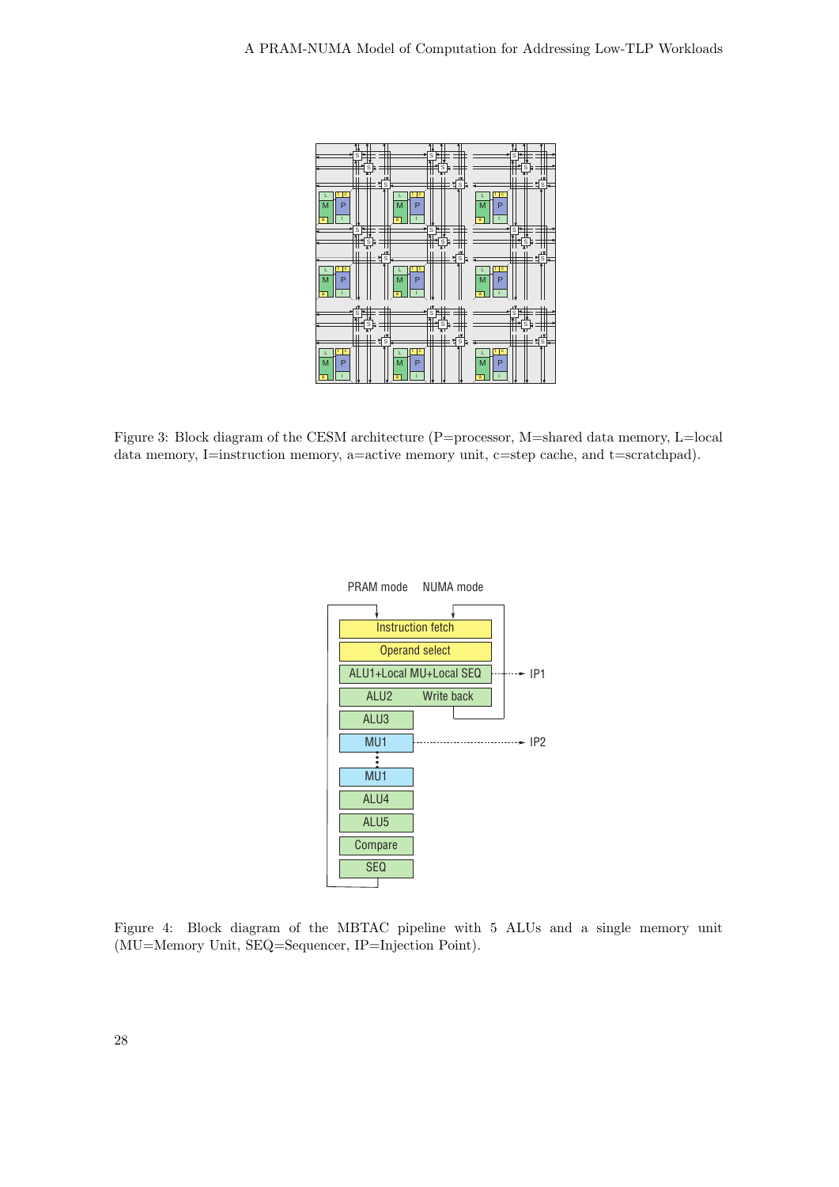Figure 3: Block diagram of the CESM architecture (P=processor, M=shared data memory, L=local data memory, I=instruction memory, a=active memory unit, c=step cache, and t=scratchpad).

PRAM mode

NUMA mode

Instruction fetch

Operand select

ALU1+Local MU+Local SEQ

IP1

ALU2

Write back

ALU3

MU1

IP2

MU1

ALU4

ALU5

Compare

SEQ

Figure 4: Block diagram of the MBTAC pipeline with 5 ALUs and a single memory unit (MU=Memory Unit, SEQ=Sequencer, IP=Injection Point).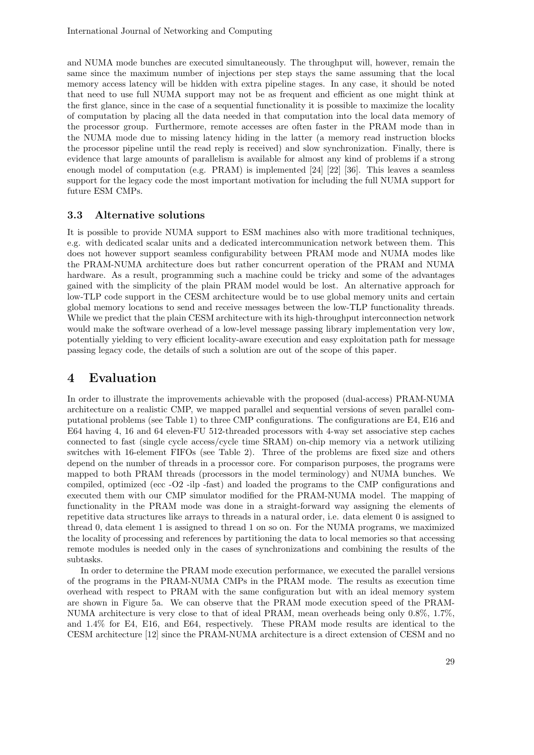and NUMA mode bunches are executed simultaneously. The throughput will, however, remain the same since the maximum number of injections per step stays the same assuming that the local memory access latency will be hidden with extra pipeline stages. In any case, it should be noted that need to use full NUMA support may not be as frequent and efficient as one might think at the first glance, since in the case of a sequential functionality it is possible to maximize the locality of computation by placing all the data needed in that computation into the local data memory of the processor group. Furthermore, remote accesses are often faster in the PRAM mode than in the NUMA mode due to missing latency hiding in the latter (a memory read instruction blocks the processor pipeline until the read reply is received) and slow synchronization. Finally, there is evidence that large amounts of parallelism is available for almost any kind of problems if a strong enough model of computation (e.g. PRAM) is implemented [24] [22] [36]. This leaves a seamless support for the legacy code the most important motivation for including the full NUMA support for future ESM CMPs.

### 3.3 Alternative solutions

It is possible to provide NUMA support to ESM machines also with more traditional techniques, e.g. with dedicated scalar units and a dedicated intercommunication network between them. This does not however support seamless configurability between PRAM mode and NUMA modes like the PRAM-NUMA architecture does but rather concurrent operation of the PRAM and NUMA hardware. As a result, programming such a machine could be tricky and some of the advantages gained with the simplicity of the plain PRAM model would be lost. An alternative approach for low-TLP code support in the CESM architecture would be to use global memory units and certain global memory locations to send and receive messages between the low-TLP functionality threads. While we predict that the plain CESM architecture with its high-throughput interconnection network would make the software overhead of a low-level message passing library implementation very low, potentially yielding to very efficient locality-aware execution and easy exploitation path for message passing legacy code, the details of such a solution are out of the scope of this paper.

## 4 Evaluation

In order to illustrate the improvements achievable with the proposed (dual-access) PRAM-NUMA architecture on a realistic CMP, we mapped parallel and sequential versions of seven parallel computational problems (see Table 1) to three CMP configurations. The configurations are E4, E16 and E64 having 4, 16 and 64 eleven-FU 512-threaded processors with 4-way set associative step caches connected to fast (single cycle access/cycle time SRAM) on-chip memory via a network utilizing switches with 16-element FIFOs (see Table 2). Three of the problems are fixed size and others depend on the number of threads in a processor core. For comparison purposes, the programs were mapped to both PRAM threads (processors in the model terminology) and NUMA bunches. We compiled, optimized (ecc -O2 -ilp -fast) and loaded the programs to the CMP configurations and executed them with our CMP simulator modified for the PRAM-NUMA model. The mapping of functionality in the PRAM mode was done in a straight-forward way assigning the elements of repetitive data structures like arrays to threads in a natural order, i.e. data element 0 is assigned to thread 0, data element 1 is assigned to thread 1 on so on. For the NUMA programs, we maximized the locality of processing and references by partitioning the data to local memories so that accessing remote modules is needed only in the cases of synchronizations and combining the results of the subtasks.

In order to determine the PRAM mode execution performance, we executed the parallel versions of the programs in the PRAM-NUMA CMPs in the PRAM mode. The results as execution time overhead with respect to PRAM with the same configuration but with an ideal memory system are shown in Figure 5a. We can observe that the PRAM mode execution speed of the PRAM-NUMA architecture is very close to that of ideal PRAM, mean overheads being only 0.8%, 1.7%, and 1.4% for E4, E16, and E64, respectively. These PRAM mode results are identical to the CESM architecture [12] since the PRAM-NUMA architecture is a direct extension of CESM and no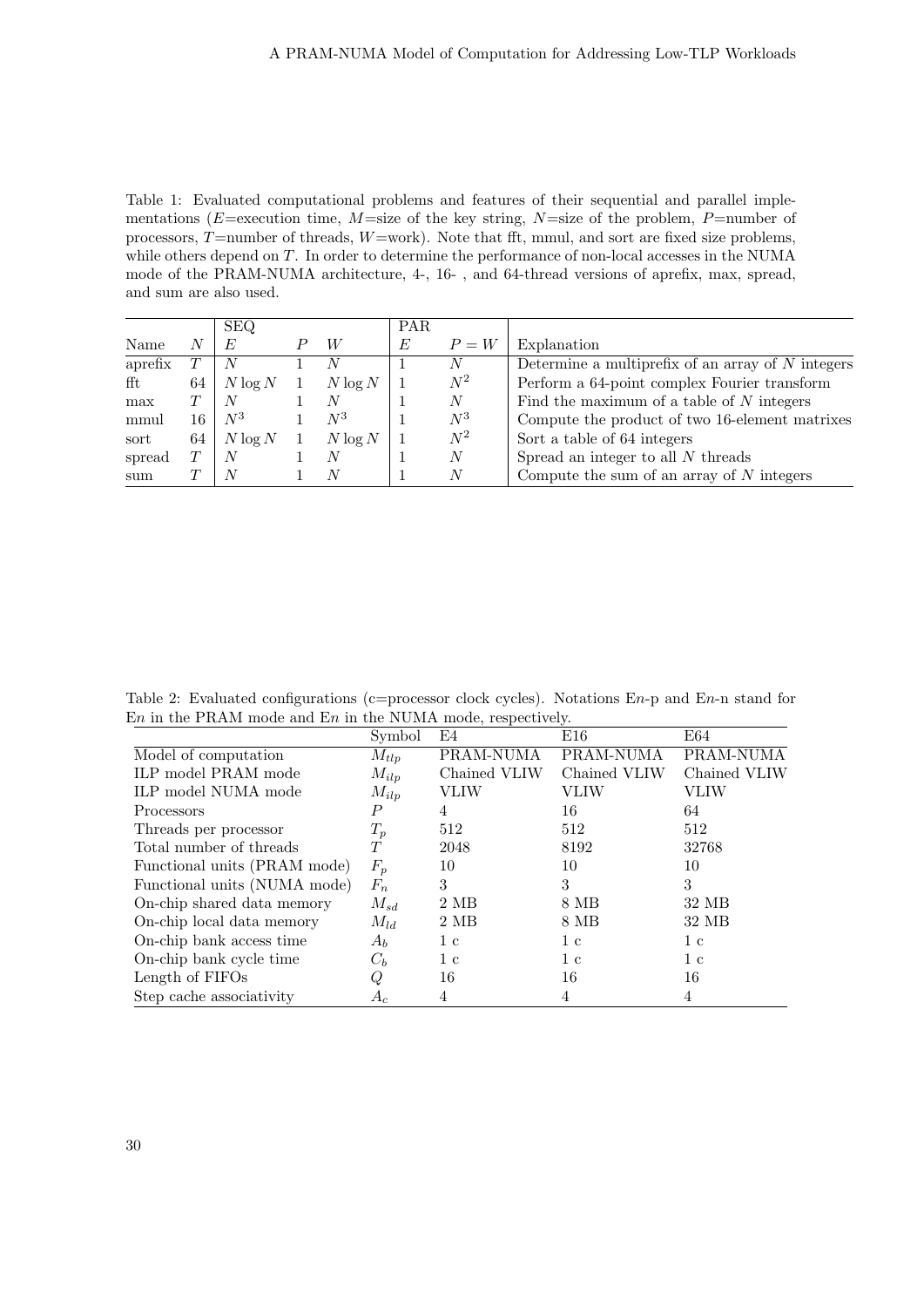Table 1: Evaluated computational problems and features of their sequential and parallel implementations ($E$=execution time, $M$=size of the key string, $N$=size of the problem, $P$=number of processors, $T$=number of threads, $W$=work). Note that fft, mmul, and sort are fixed size problems, while others depend on $T$. In order to determine the performance of non-local accesses in the NUMA mode of the PRAM-NUMA architecture, 4-, 16- , and 64-thread versions of aprefix, max, spread, and sum are also used.

| | | SEQ | | | PAR | | |
|---|---|---|---|---|---|---|---|
| Name | $N$ | $E$ | $P$ | $W$ | $E$ | $P=W$ | Explanation |
| aprefix | $T$ | $N$ | 1 | $N$ | 1 | $N$ | Determine a multiprefix of an array of $N$ integers |
| fft | 64 | $N \log N$ | 1 | $N \log N$ | 1 | $N^2$ | Perform a 64-point complex Fourier transform |
| max | $T$ | $N$ | 1 | $N$ | 1 | $N$ | Find the maximum of a table of $N$ integers |
| mmul | 16 | $N^3$ | 1 | $N^3$ | 1 | $N^3$ | Compute the product of two 16-element matrixes |
| sort | 64 | $N \log N$ | 1 | $N \log N$ | 1 | $N^2$ | Sort a table of 64 integers |
| spread | $T$ | $N$ | 1 | $N$ | 1 | $N$ | Spread an integer to all $N$ threads |
| sum | $T$ | $N$ | 1 | $N$ | 1 | $N$ | Compute the sum of an array of $N$ integers |

Table 2: Evaluated configurations (c=processor clock cycles). Notations E$n$-p and E$n$-n stand for E$n$ in the PRAM mode and E$n$ in the NUMA mode, respectively.

| | Symbol | E4 | E16 | E64 |
|---|---|---|---|---|
| Model of computation | $M_{tlp}$ | PRAM-NUMA | PRAM-NUMA | PRAM-NUMA |
| ILP model PRAM mode | $M_{ilp}$ | Chained VLIW | Chained VLIW | Chained VLIW |
| ILP model NUMA mode | $M_{ilp}$ | VLIW | VLIW | VLIW |
| Processors | $P$ | 4 | 16 | 64 |
| Threads per processor | $T_p$ | 512 | 512 | 512 |
| Total number of threads | $T$ | 2048 | 8192 | 32768 |
| Functional units (PRAM mode) | $F_p$ | 10 | 10 | 10 |
| Functional units (NUMA mode) | $F_n$ | 3 | 3 | 3 |
| On-chip shared data memory | $M_{sd}$ | 2 MB | 8 MB | 32 MB |
| On-chip local data memory | $M_{ld}$ | 2 MB | 8 MB | 32 MB |
| On-chip bank access time | $A_b$ | 1 c | 1 c | 1 c |
| On-chip bank cycle time | $C_b$ | 1 c | 1 c | 1 c |
| Length of FIFOs | $Q$ | 16 | 16 | 16 |
| Step cache associativity | $A_c$ | 4 | 4 | 4 |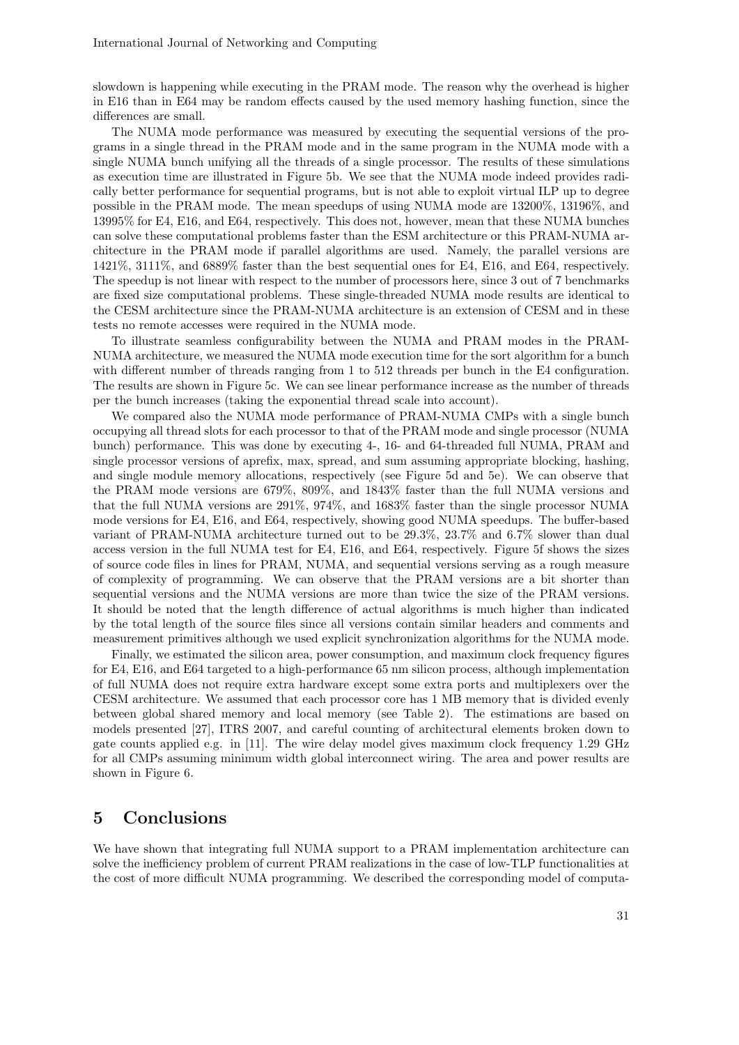slowdown is happening while executing in the PRAM mode. The reason why the overhead is higher in E16 than in E64 may be random effects caused by the used memory hashing function, since the differences are small.

The NUMA mode performance was measured by executing the sequential versions of the programs in a single thread in the PRAM mode and in the same program in the NUMA mode with a single NUMA bunch unifying all the threads of a single processor. The results of these simulations as execution time are illustrated in Figure 5b. We see that the NUMA mode indeed provides radically better performance for sequential programs, but is not able to exploit virtual ILP up to degree possible in the PRAM mode. The mean speedups of using NUMA mode are 13200%, 13196%, and 13995% for E4, E16, and E64, respectively. This does not, however, mean that these NUMA bunches can solve these computational problems faster than the ESM architecture or this PRAM-NUMA architecture in the PRAM mode if parallel algorithms are used. Namely, the parallel versions are 1421%, 3111%, and 6889% faster than the best sequential ones for E4, E16, and E64, respectively. The speedup is not linear with respect to the number of processors here, since 3 out of 7 benchmarks are fixed size computational problems. These single-threaded NUMA mode results are identical to the CESM architecture since the PRAM-NUMA architecture is an extension of CESM and in these tests no remote accesses were required in the NUMA mode.

To illustrate seamless configurability between the NUMA and PRAM modes in the PRAM-NUMA architecture, we measured the NUMA mode execution time for the sort algorithm for a bunch with different number of threads ranging from 1 to 512 threads per bunch in the E4 configuration. The results are shown in Figure 5c. We can see linear performance increase as the number of threads per the bunch increases (taking the exponential thread scale into account).

We compared also the NUMA mode performance of PRAM-NUMA CMPs with a single bunch occupying all thread slots for each processor to that of the PRAM mode and single processor (NUMA bunch) performance. This was done by executing 4-, 16- and 64-threaded full NUMA, PRAM and single processor versions of aprefix, max, spread, and sum assuming appropriate blocking, hashing, and single module memory allocations, respectively (see Figure 5d and 5e). We can observe that the PRAM mode versions are 679%, 809%, and 1843% faster than the full NUMA versions and that the full NUMA versions are 291%, 974%, and 1683% faster than the single processor NUMA mode versions for E4, E16, and E64, respectively, showing good NUMA speedups. The buffer-based variant of PRAM-NUMA architecture turned out to be 29.3%, 23.7% and 6.7% slower than dual access version in the full NUMA test for E4, E16, and E64, respectively. Figure 5f shows the sizes of source code files in lines for PRAM, NUMA, and sequential versions serving as a rough measure of complexity of programming. We can observe that the PRAM versions are a bit shorter than sequential versions and the NUMA versions are more than twice the size of the PRAM versions. It should be noted that the length difference of actual algorithms is much higher than indicated by the total length of the source files since all versions contain similar headers and comments and measurement primitives although we used explicit synchronization algorithms for the NUMA mode.

Finally, we estimated the silicon area, power consumption, and maximum clock frequency figures for E4, E16, and E64 targeted to a high-performance 65 nm silicon process, although implementation of full NUMA does not require extra hardware except some extra ports and multiplexers over the CESM architecture. We assumed that each processor core has 1 MB memory that is divided evenly between global shared memory and local memory (see Table 2). The estimations are based on models presented [27], ITRS 2007, and careful counting of architectural elements broken down to gate counts applied e.g. in [11]. The wire delay model gives maximum clock frequency 1.29 GHz for all CMPs assuming minimum width global interconnect wiring. The area and power results are shown in Figure 6.

# 5 Conclusions

We have shown that integrating full NUMA support to a PRAM implementation architecture can solve the inefficiency problem of current PRAM realizations in the case of low-TLP functionalities at the cost of more difficult NUMA programming. We described the corresponding model of computa-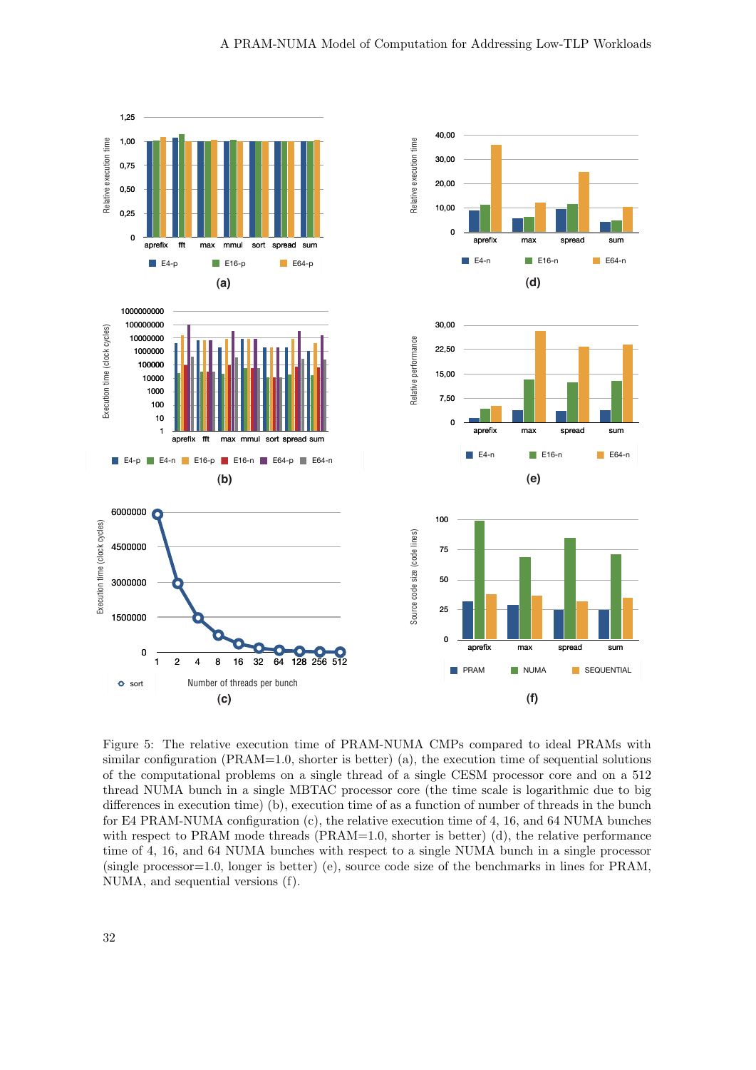Relative execution time
1,25
1,00
0,75
0,50
0,25
0
aprefix fft max mmul sort spread sum
E4-p E16-p E64-p

(a)

Relative execution time
40,00
30,00
20,00
10,00
0
aprefix max spread sum
E4-n E16-n E64-n

(d)

Execution time (clock cycles)
1000000000
100000000
10000000
1000000
100000
10000
1000
100
10
1
aprefix fft max mmul sort spread sum
E4-p E4-n E16-p E16-n E64-p E64-n

(b)

Relative performance
30,00
22,50
15,00
7,50
0
aprefix max spread sum
E4-n E16-n E64-n

(e)

Execution time (clock cycles)
6000000
4500000
3000000
1500000
0
1 2 4 8 16 32 64 128 256 512
sort
Number of threads per bunch

(c)

Source code size (code lines)
100
75
50
25
0
aprefix max spread sum
PRAM NUMA SEQUENTIAL

(f)

Figure 5: The relative execution time of PRAM-NUMA CMPs compared to ideal PRAMs with similar configuration (PRAM=1.0, shorter is better) (a), the execution time of sequential solutions of the computational problems on a single thread of a single CESM processor core and on a 512 thread NUMA bunch in a single MBTAC processor core (the time scale is logarithmic due to big differences in execution time) (b), execution time of as a function of number of threads in the bunch for E4 PRAM-NUMA configuration (c), the relative execution time of 4, 16, and 64 NUMA bunches with respect to PRAM mode threads (PRAM=1.0, shorter is better) (d), the relative performance time of 4, 16, and 64 NUMA bunches with respect to a single NUMA bunch in a single processor (single processor=1.0, longer is better) (e), source code size of the benchmarks in lines for PRAM, NUMA, and sequential versions (f).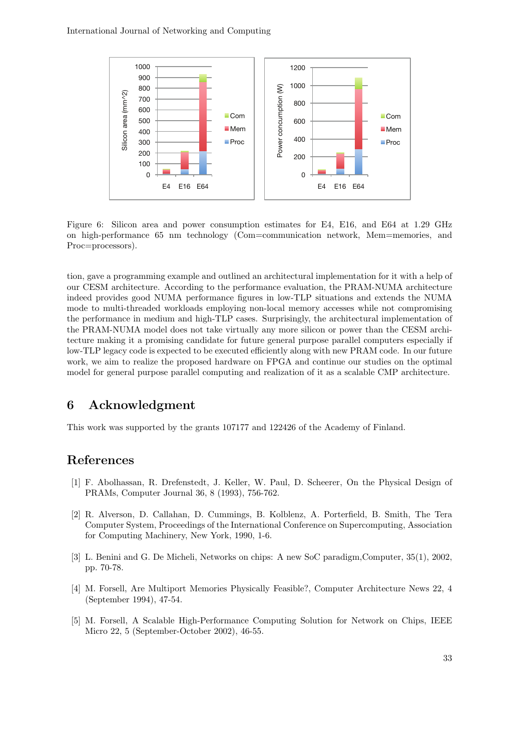Figure 6: Silicon area and power consumption estimates for E4, E16, and E64 at 1.29 GHz on high-performance 65 nm technology (Com=communication network, Mem=memories, and Proc=processors).

tion, gave a programming example and outlined an architectural implementation for it with a help of our CESM architecture. According to the performance evaluation, the PRAM-NUMA architecture indeed provides good NUMA performance figures in low-TLP situations and extends the NUMA mode to multi-threaded workloads employing non-local memory accesses while not compromising the performance in medium and high-TLP cases. Surprisingly, the architectural implementation of the PRAM-NUMA model does not take virtually any more silicon or power than the CESM architecture making it a promising candidate for future general purpose parallel computers especially if low-TLP legacy code is expected to be executed efficiently along with new PRAM code. In our future work, we aim to realize the proposed hardware on FPGA and continue our studies on the optimal model for general purpose parallel computing and realization of it as a scalable CMP architecture.

## 6 Acknowledgment

This work was supported by the grants 107177 and 122426 of the Academy of Finland.

## References

[1] F. Abolhassan, R. Drefenstedt, J. Keller, W. Paul, D. Scheerer, On the Physical Design of PRAMs, Computer Journal 36, 8 (1993), 756-762.

[2] R. Alverson, D. Callahan, D. Cummings, B. Kolblenz, A. Porterfield, B. Smith, The Tera Computer System, Proceedings of the International Conference on Supercomputing, Association for Computing Machinery, New York, 1990, 1-6.

[3] L. Benini and G. De Micheli, Networks on chips: A new SoC paradigm,Computer, 35(1), 2002, pp. 70-78.

[4] M. Forsell, Are Multiport Memories Physically Feasible?, Computer Architecture News 22, 4 (September 1994), 47-54.

[5] M. Forsell, A Scalable High-Performance Computing Solution for Network on Chips, IEEE Micro 22, 5 (September-October 2002), 46-55.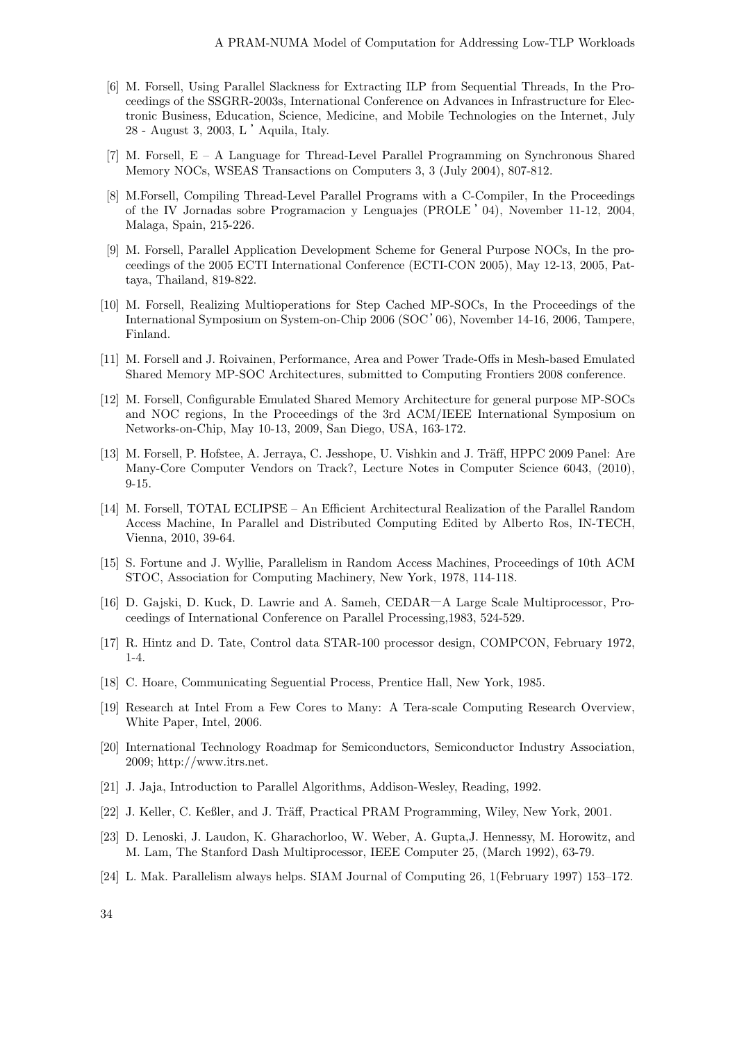[6] M. Forsell, Using Parallel Slackness for Extracting ILP from Sequential Threads, In the Proceedings of the SSGRR-2003s, International Conference on Advances in Infrastructure for Electronic Business, Education, Science, Medicine, and Mobile Technologies on the Internet, July 28 - August 3, 2003, L'Aquila, Italy.

[7] M. Forsell, E – A Language for Thread-Level Parallel Programming on Synchronous Shared Memory NOCs, WSEAS Transactions on Computers 3, 3 (July 2004), 807-812.

[8] M.Forsell, Compiling Thread-Level Parallel Programs with a C-Compiler, In the Proceedings of the IV Jornadas sobre Programacion y Lenguajes (PROLE'04), November 11-12, 2004, Malaga, Spain, 215-226.

[9] M. Forsell, Parallel Application Development Scheme for General Purpose NOCs, In the proceedings of the 2005 ECTI International Conference (ECTI-CON 2005), May 12-13, 2005, Pattaya, Thailand, 819-822.

[10] M. Forsell, Realizing Multioperations for Step Cached MP-SOCs, In the Proceedings of the International Symposium on System-on-Chip 2006 (SOC'06), November 14-16, 2006, Tampere, Finland.

[11] M. Forsell and J. Roivainen, Performance, Area and Power Trade-Offs in Mesh-based Emulated Shared Memory MP-SOC Architectures, submitted to Computing Frontiers 2008 conference.

[12] M. Forsell, Configurable Emulated Shared Memory Architecture for general purpose MP-SOCs and NOC regions, In the Proceedings of the 3rd ACM/IEEE International Symposium on Networks-on-Chip, May 10-13, 2009, San Diego, USA, 163-172.

[13] M. Forsell, P. Hofstee, A. Jerraya, C. Jesshope, U. Vishkin and J. Träff, HPPC 2009 Panel: Are Many-Core Computer Vendors on Track?, Lecture Notes in Computer Science 6043, (2010), 9-15.

[14] M. Forsell, TOTAL ECLIPSE – An Efficient Architectural Realization of the Parallel Random Access Machine, In Parallel and Distributed Computing Edited by Alberto Ros, IN-TECH, Vienna, 2010, 39-64.

[15] S. Fortune and J. Wyllie, Parallelism in Random Access Machines, Proceedings of 10th ACM STOC, Association for Computing Machinery, New York, 1978, 114-118.

[16] D. Gajski, D. Kuck, D. Lawrie and A. Sameh, CEDAR—A Large Scale Multiprocessor, Proceedings of International Conference on Parallel Processing,1983, 524-529.

[17] R. Hintz and D. Tate, Control data STAR-100 processor design, COMPCON, February 1972, 1-4.

[18] C. Hoare, Communicating Seguential Process, Prentice Hall, New York, 1985.

[19] Research at Intel From a Few Cores to Many: A Tera-scale Computing Research Overview, White Paper, Intel, 2006.

[20] International Technology Roadmap for Semiconductors, Semiconductor Industry Association, 2009; http://www.itrs.net.

[21] J. Jaja, Introduction to Parallel Algorithms, Addison-Wesley, Reading, 1992.

[22] J. Keller, C. Keßler, and J. Träff, Practical PRAM Programming, Wiley, New York, 2001.

[23] D. Lenoski, J. Laudon, K. Gharachorloo, W. Weber, A. Gupta,J. Hennessy, M. Horowitz, and M. Lam, The Stanford Dash Multiprocessor, IEEE Computer 25, (March 1992), 63-79.

[24] L. Mak. Parallelism always helps. SIAM Journal of Computing 26, 1(February 1997) 153–172.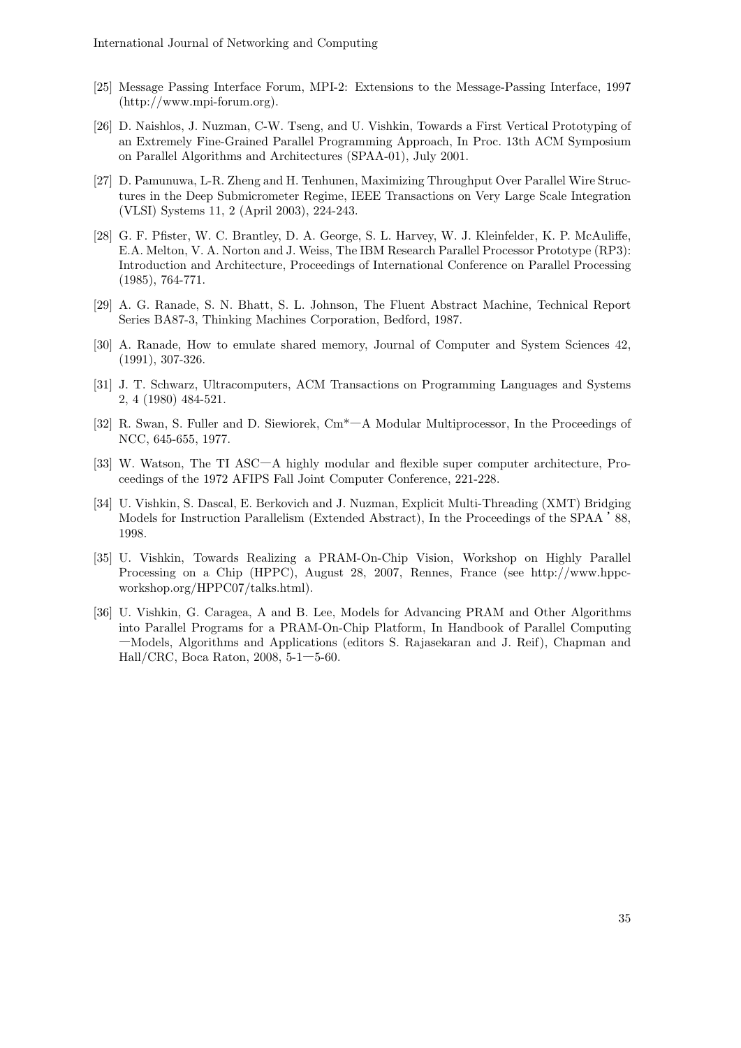[25] Message Passing Interface Forum, MPI-2: Extensions to the Message-Passing Interface, 1997 (http://www.mpi-forum.org).

[26] D. Naishlos, J. Nuzman, C-W. Tseng, and U. Vishkin, Towards a First Vertical Prototyping of an Extremely Fine-Grained Parallel Programming Approach, In Proc. 13th ACM Symposium on Parallel Algorithms and Architectures (SPAA-01), July 2001.

[27] D. Pamunuwa, L-R. Zheng and H. Tenhunen, Maximizing Throughput Over Parallel Wire Structures in the Deep Submicrometer Regime, IEEE Transactions on Very Large Scale Integration (VLSI) Systems 11, 2 (April 2003), 224-243.

[28] G. F. Pfister, W. C. Brantley, D. A. George, S. L. Harvey, W. J. Kleinfelder, K. P. McAuliffe, E.A. Melton, V. A. Norton and J. Weiss, The IBM Research Parallel Processor Prototype (RP3): Introduction and Architecture, Proceedings of International Conference on Parallel Processing (1985), 764-771.

[29] A. G. Ranade, S. N. Bhatt, S. L. Johnson, The Fluent Abstract Machine, Technical Report Series BA87-3, Thinking Machines Corporation, Bedford, 1987.

[30] A. Ranade, How to emulate shared memory, Journal of Computer and System Sciences 42, (1991), 307-326.

[31] J. T. Schwarz, Ultracomputers, ACM Transactions on Programming Languages and Systems 2, 4 (1980) 484-521.

[32] R. Swan, S. Fuller and D. Siewiorek, Cm*—A Modular Multiprocessor, In the Proceedings of NCC, 645-655, 1977.

[33] W. Watson, The TI ASC—A highly modular and flexible super computer architecture, Proceedings of the 1972 AFIPS Fall Joint Computer Conference, 221-228.

[34] U. Vishkin, S. Dascal, E. Berkovich and J. Nuzman, Explicit Multi-Threading (XMT) Bridging Models for Instruction Parallelism (Extended Abstract), In the Proceedings of the SPAA ' 88, 1998.

[35] U. Vishkin, Towards Realizing a PRAM-On-Chip Vision, Workshop on Highly Parallel Processing on a Chip (HPPC), August 28, 2007, Rennes, France (see http://www.hppc-workshop.org/HPPC07/talks.html).

[36] U. Vishkin, G. Caragea, A and B. Lee, Models for Advancing PRAM and Other Algorithms into Parallel Programs for a PRAM-On-Chip Platform, In Handbook of Parallel Computing —Models, Algorithms and Applications (editors S. Rajasekaran and J. Reif), Chapman and Hall/CRC, Boca Raton, 2008, 5-1—5-60.